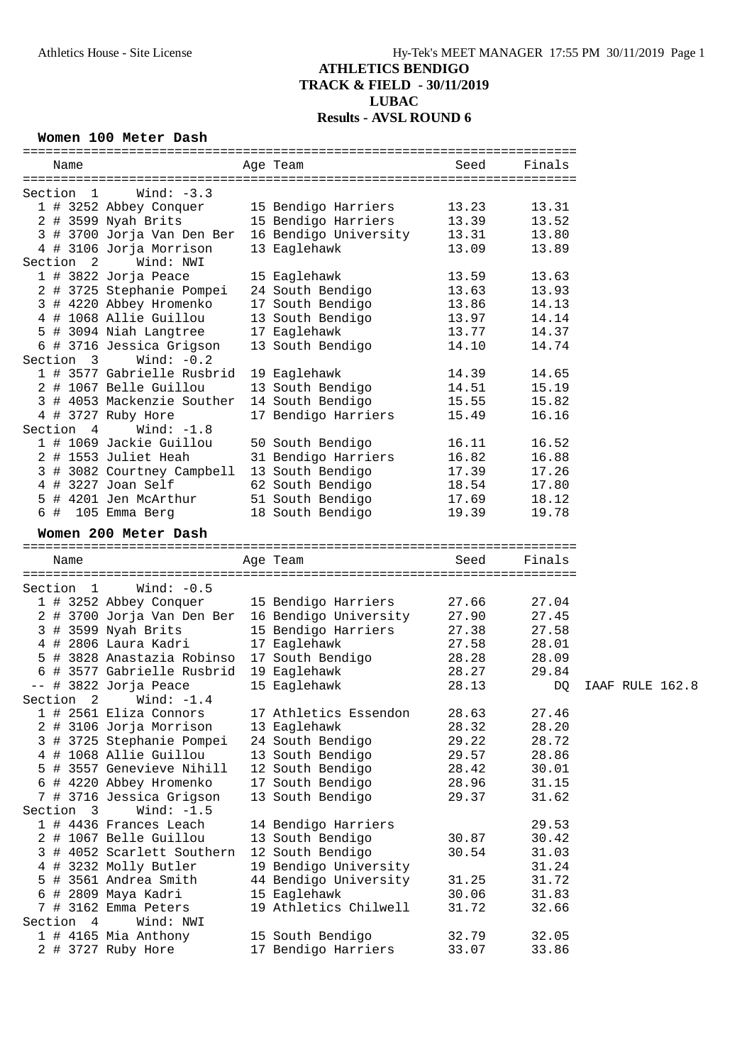# ATHLETICS BENDIGO
## TRACK & FIELD - 30/11/2019
## LUBAC
## Results - AVSL ROUND 6

### Women 100 Meter Dash

| | Name | Age | Team | Seed | Finals | |
|---|---|---|---|---|---|---|
| **Section 1 Wind: -3.3** | | | | | | |
| 1 | # 3252 Abbey Conquer | 15 | Bendigo Harriers | 13.23 | 13.31 | |
| 2 | # 3599 Nyah Brits | 15 | Bendigo Harriers | 13.39 | 13.52 | |
| 3 | # 3700 Jorja Van Den Ber | 16 | Bendigo University | 13.31 | 13.80 | |
| 4 | # 3106 Jorja Morrison | 13 | Eaglehawk | 13.09 | 13.89 | |
| **Section 2 Wind: NWI** | | | | | | |
| 1 | # 3822 Jorja Peace | 15 | Eaglehawk | 13.59 | 13.63 | |
| 2 | # 3725 Stephanie Pompei | 24 | South Bendigo | 13.63 | 13.93 | |
| 3 | # 4220 Abbey Hromenko | 17 | South Bendigo | 13.86 | 14.13 | |
| 4 | # 1068 Allie Guillou | 13 | South Bendigo | 13.97 | 14.14 | |
| 5 | # 3094 Niah Langtree | 17 | Eaglehawk | 13.77 | 14.37 | |
| 6 | # 3716 Jessica Grigson | 13 | South Bendigo | 14.10 | 14.74 | |
| **Section 3 Wind: -0.2** | | | | | | |
| 1 | # 3577 Gabrielle Rusbrid | 19 | Eaglehawk | 14.39 | 14.65 | |
| 2 | # 1067 Belle Guillou | 13 | South Bendigo | 14.51 | 15.19 | |
| 3 | # 4053 Mackenzie Souther | 14 | South Bendigo | 15.55 | 15.82 | |
| 4 | # 3727 Ruby Hore | 17 | Bendigo Harriers | 15.49 | 16.16 | |
| **Section 4 Wind: -1.8** | | | | | | |
| 1 | # 1069 Jackie Guillou | 50 | South Bendigo | 16.11 | 16.52 | |
| 2 | # 1553 Juliet Heah | 31 | Bendigo Harriers | 16.82 | 16.88 | |
| 3 | # 3082 Courtney Campbell | 13 | South Bendigo | 17.39 | 17.26 | |
| 4 | # 3227 Joan Self | 62 | South Bendigo | 18.54 | 17.80 | |
| 5 | # 4201 Jen McArthur | 51 | South Bendigo | 17.69 | 18.12 | |
| 6 | # 105 Emma Berg | 18 | South Bendigo | 19.39 | 19.78 | |

### Women 200 Meter Dash

| | Name | Age | Team | Seed | Finals | |
|---|---|---|---|---|---|---|
| **Section 1 Wind: -0.5** | | | | | | |
| 1 | # 3252 Abbey Conquer | 15 | Bendigo Harriers | 27.66 | 27.04 | |
| 2 | # 3700 Jorja Van Den Ber | 16 | Bendigo University | 27.90 | 27.45 | |
| 3 | # 3599 Nyah Brits | 15 | Bendigo Harriers | 27.38 | 27.58 | |
| 4 | # 2806 Laura Kadri | 17 | Eaglehawk | 27.58 | 28.01 | |
| 5 | # 3828 Anastazia Robinso | 17 | South Bendigo | 28.28 | 28.09 | |
| 6 | # 3577 Gabrielle Rusbrid | 19 | Eaglehawk | 28.27 | 29.84 | |
| -- | # 3822 Jorja Peace | 15 | Eaglehawk | 28.13 | DQ | IAAF RULE 162.8 |
| **Section 2 Wind: -1.4** | | | | | | |
| 1 | # 2561 Eliza Connors | 17 | Athletics Essendon | 28.63 | 27.46 | |
| 2 | # 3106 Jorja Morrison | 13 | Eaglehawk | 28.32 | 28.20 | |
| 3 | # 3725 Stephanie Pompei | 24 | South Bendigo | 29.22 | 28.72 | |
| 4 | # 1068 Allie Guillou | 13 | South Bendigo | 29.57 | 28.86 | |
| 5 | # 3557 Genevieve Nihill | 12 | South Bendigo | 28.42 | 30.01 | |
| 6 | # 4220 Abbey Hromenko | 17 | South Bendigo | 28.96 | 31.15 | |
| 7 | # 3716 Jessica Grigson | 13 | South Bendigo | 29.37 | 31.62 | |
| **Section 3 Wind: -1.5** | | | | | | |
| 1 | # 4436 Frances Leach | 14 | Bendigo Harriers | | 29.53 | |
| 2 | # 1067 Belle Guillou | 13 | South Bendigo | 30.87 | 30.42 | |
| 3 | # 4052 Scarlett Southern | 12 | South Bendigo | 30.54 | 31.03 | |
| 4 | # 3232 Molly Butler | 19 | Bendigo University | | 31.24 | |
| 5 | # 3561 Andrea Smith | 44 | Bendigo University | 31.25 | 31.72 | |
| 6 | # 2809 Maya Kadri | 15 | Eaglehawk | 30.06 | 31.83 | |
| 7 | # 3162 Emma Peters | 19 | Athletics Chilwell | 31.72 | 32.66 | |
| **Section 4 Wind: NWI** | | | | | | |
| 1 | # 4165 Mia Anthony | 15 | South Bendigo | 32.79 | 32.05 | |
| 2 | # 3727 Ruby Hore | 17 | Bendigo Harriers | 33.07 | 33.86 | |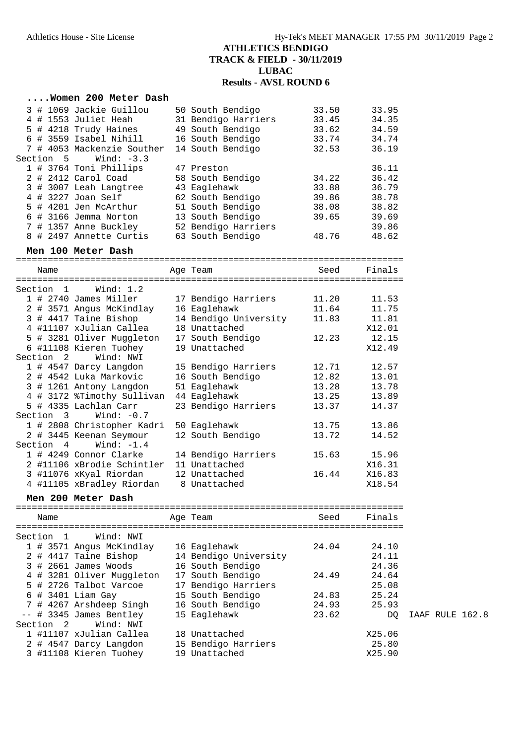## ATHLETICS BENDIGO
## TRACK & FIELD - 30/11/2019
## LUBAC
## Results - AVSL ROUND 6

### ....Women 200 Meter Dash

| Place | # | Name | Age | Team | Seed | Finals |
|---|---|---|---|---|---|---|
| 3 | # 1069 | Jackie Guillou | 50 | South Bendigo | 33.50 | 33.95 |
| 4 | # 1553 | Juliet Heah | 31 | Bendigo Harriers | 33.45 | 34.35 |
| 5 | # 4218 | Trudy Haines | 49 | South Bendigo | 33.62 | 34.59 |
| 6 | # 3559 | Isabel Nihill | 16 | South Bendigo | 33.74 | 34.74 |
| 7 | # 4053 | Mackenzie Souther | 14 | South Bendigo | 32.53 | 36.19 |
| **Section 5** | | **Wind: -3.3** | | | | |
| 1 | # 3764 | Toni Phillips | 47 | Preston | | 36.11 |
| 2 | # 2412 | Carol Coad | 58 | South Bendigo | 34.22 | 36.42 |
| 3 | # 3007 | Leah Langtree | 43 | Eaglehawk | 33.88 | 36.79 |
| 4 | # 3227 | Joan Self | 62 | South Bendigo | 39.86 | 38.78 |
| 5 | # 4201 | Jen McArthur | 51 | South Bendigo | 38.08 | 38.82 |
| 6 | # 3166 | Jemma Norton | 13 | South Bendigo | 39.65 | 39.69 |
| 7 | # 1357 | Anne Buckley | 52 | Bendigo Harriers | | 39.86 |
| 8 | # 2497 | Annette Curtis | 63 | South Bendigo | 48.76 | 48.62 |

### Men 100 Meter Dash

| Place | # | Name | Age | Team | Seed | Finals |
|---|---|---|---|---|---|---|
| **Section 1** | | **Wind: 1.2** | | | | |
| 1 | # 2740 | James Miller | 17 | Bendigo Harriers | 11.20 | 11.53 |
| 2 | # 3571 | Angus McKindlay | 16 | Eaglehawk | 11.64 | 11.75 |
| 3 | # 4417 | Taine Bishop | 14 | Bendigo University | 11.83 | 11.81 |
| 4 | #11107 | xJulian Callea | 18 | Unattached | | X12.01 |
| 5 | # 3281 | Oliver Muggleton | 17 | South Bendigo | 12.23 | 12.15 |
| 6 | #11108 | Kieren Tuohey | 19 | Unattached | | X12.49 |
| **Section 2** | | **Wind: NWI** | | | | |
| 1 | # 4547 | Darcy Langdon | 15 | Bendigo Harriers | 12.71 | 12.57 |
| 2 | # 4542 | Luka Markovic | 16 | South Bendigo | 12.82 | 13.01 |
| 3 | # 1261 | Antony Langdon | 51 | Eaglehawk | 13.28 | 13.78 |
| 4 | # 3172 | %Timothy Sullivan | 44 | Eaglehawk | 13.25 | 13.89 |
| 5 | # 4335 | Lachlan Carr | 23 | Bendigo Harriers | 13.37 | 14.37 |
| **Section 3** | | **Wind: -0.7** | | | | |
| 1 | # 2808 | Christopher Kadri | 50 | Eaglehawk | 13.75 | 13.86 |
| 2 | # 3445 | Keenan Seymour | 12 | South Bendigo | 13.72 | 14.52 |
| **Section 4** | | **Wind: -1.4** | | | | |
| 1 | # 4249 | Connor Clarke | 14 | Bendigo Harriers | 15.63 | 15.96 |
| 2 | #11106 | xBrodie Schintler | 11 | Unattached | | X16.31 |
| 3 | #11076 | xKyal Riordan | 12 | Unattached | 16.44 | X16.83 |
| 4 | #11105 | xBradley Riordan | 8 | Unattached | | X18.54 |

### Men 200 Meter Dash

| Place | # | Name | Age | Team | Seed | Finals | |
|---|---|---|---|---|---|---|---|
| **Section 1** | | **Wind: NWI** | | | | | |
| 1 | # 3571 | Angus McKindlay | 16 | Eaglehawk | 24.04 | 24.10 | |
| 2 | # 4417 | Taine Bishop | 14 | Bendigo University | | 24.11 | |
| 3 | # 2661 | James Woods | 16 | South Bendigo | | 24.36 | |
| 4 | # 3281 | Oliver Muggleton | 17 | South Bendigo | 24.49 | 24.64 | |
| 5 | # 2726 | Talbot Varcoe | 17 | Bendigo Harriers | | 25.08 | |
| 6 | # 3401 | Liam Gay | 15 | South Bendigo | 24.83 | 25.24 | |
| 7 | # 4267 | Arshdeep Singh | 16 | South Bendigo | 24.93 | 25.93 | |
| -- | # 3345 | James Bentley | 15 | Eaglehawk | 23.62 | DQ | IAAF RULE 162.8 |
| **Section 2** | | **Wind: NWI** | | | | | |
| 1 | #11107 | xJulian Callea | 18 | Unattached | | X25.06 | |
| 2 | # 4547 | Darcy Langdon | 15 | Bendigo Harriers | | 25.80 | |
| 3 | #11108 | Kieren Tuohey | 19 | Unattached | | X25.90 | |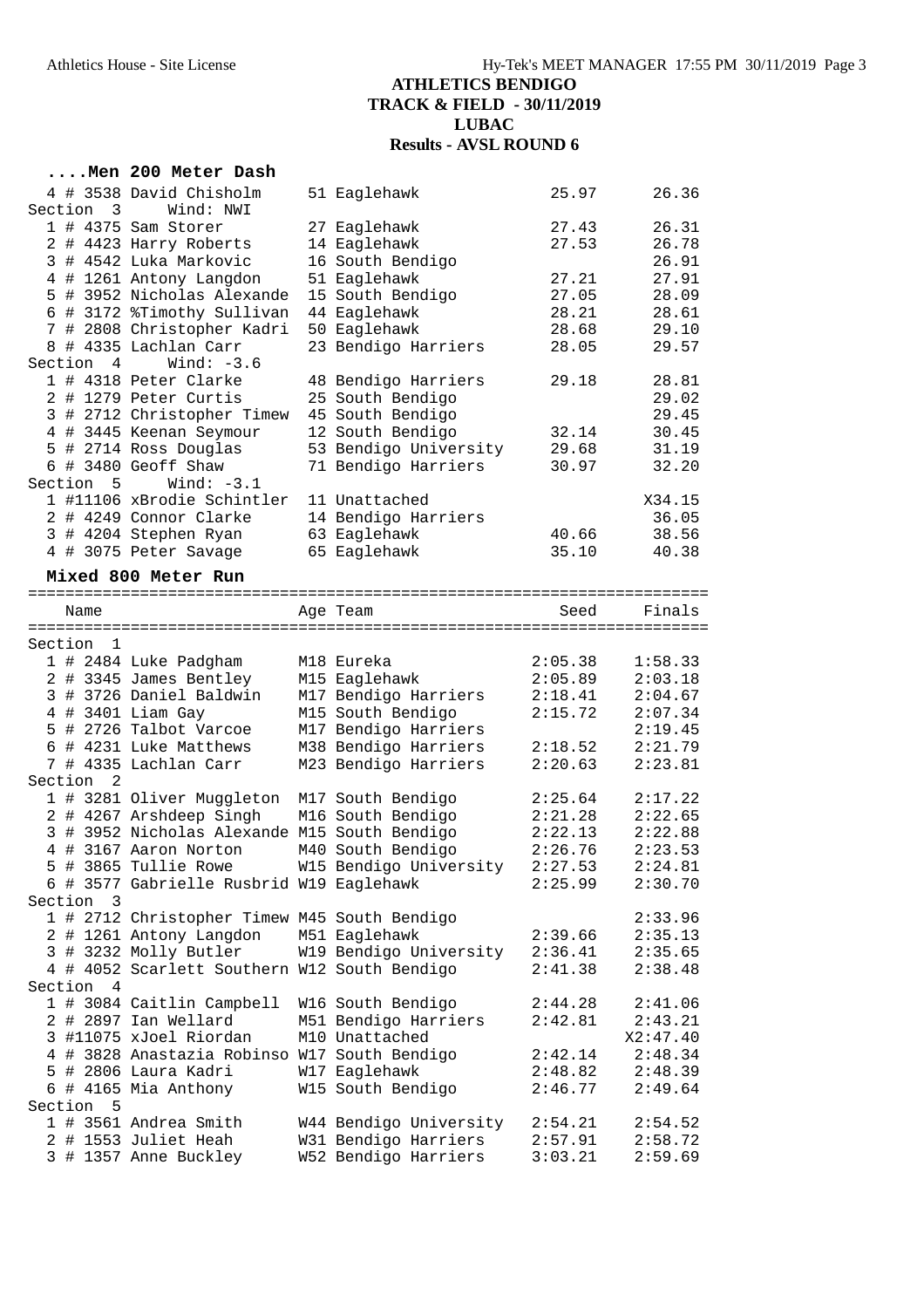## ATHLETICS BENDIGO
## TRACK & FIELD - 30/11/2019
## LUBAC
## Results - AVSL ROUND 6

### ....Men 200 Meter Dash

| | Name | Age | Team | Seed | Finals |
|---|---|---|---|---|---|
| 4 | # 3538 David Chisholm | 51 | Eaglehawk | 25.97 | 26.36 |
| **Section 3** | **Wind: NWI** | | | | |
| 1 | # 4375 Sam Storer | 27 | Eaglehawk | 27.43 | 26.31 |
| 2 | # 4423 Harry Roberts | 14 | Eaglehawk | 27.53 | 26.78 |
| 3 | # 4542 Luka Markovic | 16 | South Bendigo | | 26.91 |
| 4 | # 1261 Antony Langdon | 51 | Eaglehawk | 27.21 | 27.91 |
| 5 | # 3952 Nicholas Alexande | 15 | South Bendigo | 27.05 | 28.09 |
| 6 | # 3172 %Timothy Sullivan | 44 | Eaglehawk | 28.21 | 28.61 |
| 7 | # 2808 Christopher Kadri | 50 | Eaglehawk | 28.68 | 29.10 |
| 8 | # 4335 Lachlan Carr | 23 | Bendigo Harriers | 28.05 | 29.57 |
| **Section 4** | **Wind: -3.6** | | | | |
| 1 | # 4318 Peter Clarke | 48 | Bendigo Harriers | 29.18 | 28.81 |
| 2 | # 1279 Peter Curtis | 25 | South Bendigo | | 29.02 |
| 3 | # 2712 Christopher Timew | 45 | South Bendigo | | 29.45 |
| 4 | # 3445 Keenan Seymour | 12 | South Bendigo | 32.14 | 30.45 |
| 5 | # 2714 Ross Douglas | 53 | Bendigo University | 29.68 | 31.19 |
| 6 | # 3480 Geoff Shaw | 71 | Bendigo Harriers | 30.97 | 32.20 |
| **Section 5** | **Wind: -3.1** | | | | |
| 1 | #11106 xBrodie Schintler | 11 | Unattached | | X34.15 |
| 2 | # 4249 Connor Clarke | 14 | Bendigo Harriers | | 36.05 |
| 3 | # 4204 Stephen Ryan | 63 | Eaglehawk | 40.66 | 38.56 |
| 4 | # 3075 Peter Savage | 65 | Eaglehawk | 35.10 | 40.38 |

### Mixed 800 Meter Run

| | Name | Age | Team | Seed | Finals |
|---|---|---|---|---|---|
| **Section 1** | | | | | |
| 1 | # 2484 Luke Padgham | M18 | Eureka | 2:05.38 | 1:58.33 |
| 2 | # 3345 James Bentley | M15 | Eaglehawk | 2:05.89 | 2:03.18 |
| 3 | # 3726 Daniel Baldwin | M17 | Bendigo Harriers | 2:18.41 | 2:04.67 |
| 4 | # 3401 Liam Gay | M15 | South Bendigo | 2:15.72 | 2:07.34 |
| 5 | # 2726 Talbot Varcoe | M17 | Bendigo Harriers | | 2:19.45 |
| 6 | # 4231 Luke Matthews | M38 | Bendigo Harriers | 2:18.52 | 2:21.79 |
| 7 | # 4335 Lachlan Carr | M23 | Bendigo Harriers | 2:20.63 | 2:23.81 |
| **Section 2** | | | | | |
| 1 | # 3281 Oliver Muggleton | M17 | South Bendigo | 2:25.64 | 2:17.22 |
| 2 | # 4267 Arshdeep Singh | M16 | South Bendigo | 2:21.28 | 2:22.65 |
| 3 | # 3952 Nicholas Alexande | M15 | South Bendigo | 2:22.13 | 2:22.88 |
| 4 | # 3167 Aaron Norton | M40 | South Bendigo | 2:26.76 | 2:23.53 |
| 5 | # 3865 Tullie Rowe | W15 | Bendigo University | 2:27.53 | 2:24.81 |
| 6 | # 3577 Gabrielle Rusbrid | W19 | Eaglehawk | 2:25.99 | 2:30.70 |
| **Section 3** | | | | | |
| 1 | # 2712 Christopher Timew | M45 | South Bendigo | | 2:33.96 |
| 2 | # 1261 Antony Langdon | M51 | Eaglehawk | 2:39.66 | 2:35.13 |
| 3 | # 3232 Molly Butler | W19 | Bendigo University | 2:36.41 | 2:35.65 |
| 4 | # 4052 Scarlett Southern | W12 | South Bendigo | 2:41.38 | 2:38.48 |
| **Section 4** | | | | | |
| 1 | # 3084 Caitlin Campbell | W16 | South Bendigo | 2:44.28 | 2:41.06 |
| 2 | # 2897 Ian Wellard | M51 | Bendigo Harriers | 2:42.81 | 2:43.21 |
| 3 | #11075 xJoel Riordan | M10 | Unattached | | X2:47.40 |
| 4 | # 3828 Anastazia Robinso | W17 | South Bendigo | 2:42.14 | 2:48.34 |
| 5 | # 2806 Laura Kadri | W17 | Eaglehawk | 2:48.82 | 2:48.39 |
| 6 | # 4165 Mia Anthony | W15 | South Bendigo | 2:46.77 | 2:49.64 |
| **Section 5** | | | | | |
| 1 | # 3561 Andrea Smith | W44 | Bendigo University | 2:54.21 | 2:54.52 |
| 2 | # 1553 Juliet Heah | W31 | Bendigo Harriers | 2:57.91 | 2:58.72 |
| 3 | # 1357 Anne Buckley | W52 | Bendigo Harriers | 3:03.21 | 2:59.69 |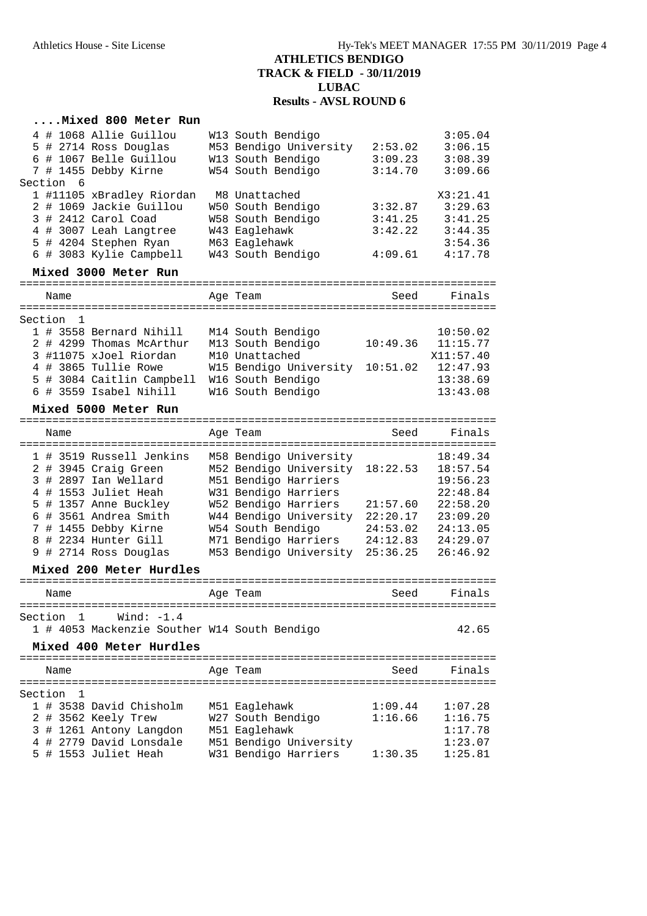# ATHLETICS BENDIGO
## TRACK & FIELD - 30/11/2019
## LUBAC
## Results - AVSL ROUND 6

### ....Mixed 800 Meter Run

| | Name | Age Team | Seed | Finals |
|---|---|---|---|---|
| 4 | # 1068 Allie Guillou | W13 South Bendigo | | 3:05.04 |
| 5 | # 2714 Ross Douglas | M53 Bendigo University | 2:53.02 | 3:06.15 |
| 6 | # 1067 Belle Guillou | W13 South Bendigo | 3:09.23 | 3:08.39 |
| 7 | # 1455 Debby Kirne | W54 South Bendigo | 3:14.70 | 3:09.66 |
| **Section 6** | | | | |
| 1 | #11105 xBradley Riordan | M8 Unattached | | X3:21.41 |
| 2 | # 1069 Jackie Guillou | W50 South Bendigo | 3:32.87 | 3:29.63 |
| 3 | # 2412 Carol Coad | W58 South Bendigo | 3:41.25 | 3:41.25 |
| 4 | # 3007 Leah Langtree | W43 Eaglehawk | 3:42.22 | 3:44.35 |
| 5 | # 4204 Stephen Ryan | M63 Eaglehawk | | 3:54.36 |
| 6 | # 3083 Kylie Campbell | W43 South Bendigo | 4:09.61 | 4:17.78 |

### Mixed 3000 Meter Run

| | Name | Age Team | Seed | Finals |
|---|---|---|---|---|
| **Section 1** | | | | |
| 1 | # 3558 Bernard Nihill | M14 South Bendigo | | 10:50.02 |
| 2 | # 4299 Thomas McArthur | M13 South Bendigo | 10:49.36 | 11:15.77 |
| 3 | #11075 xJoel Riordan | M10 Unattached | | X11:57.40 |
| 4 | # 3865 Tullie Rowe | W15 Bendigo University | 10:51.02 | 12:47.93 |
| 5 | # 3084 Caitlin Campbell | W16 South Bendigo | | 13:38.69 |
| 6 | # 3559 Isabel Nihill | W16 South Bendigo | | 13:43.08 |

### Mixed 5000 Meter Run

| | Name | Age Team | Seed | Finals |
|---|---|---|---|---|
| 1 | # 3519 Russell Jenkins | M58 Bendigo University | | 18:49.34 |
| 2 | # 3945 Craig Green | M52 Bendigo University | 18:22.53 | 18:57.54 |
| 3 | # 2897 Ian Wellard | M51 Bendigo Harriers | | 19:56.23 |
| 4 | # 1553 Juliet Heah | W31 Bendigo Harriers | | 22:48.84 |
| 5 | # 1357 Anne Buckley | W52 Bendigo Harriers | 21:57.60 | 22:58.20 |
| 6 | # 3561 Andrea Smith | W44 Bendigo University | 22:20.17 | 23:09.20 |
| 7 | # 1455 Debby Kirne | W54 South Bendigo | 24:53.02 | 24:13.05 |
| 8 | # 2234 Hunter Gill | M71 Bendigo Harriers | 24:12.83 | 24:29.07 |
| 9 | # 2714 Ross Douglas | M53 Bendigo University | 25:36.25 | 26:46.92 |

### Mixed 200 Meter Hurdles

| | Name | Age Team | Seed | Finals |
|---|---|---|---|---|
| **Section 1 Wind: -1.4** | | | | |
| 1 | # 4053 Mackenzie Souther | W14 South Bendigo | | 42.65 |

### Mixed 400 Meter Hurdles

| | Name | Age Team | Seed | Finals |
|---|---|---|---|---|
| **Section 1** | | | | |
| 1 | # 3538 David Chisholm | M51 Eaglehawk | 1:09.44 | 1:07.28 |
| 2 | # 3562 Keely Trew | W27 South Bendigo | 1:16.66 | 1:16.75 |
| 3 | # 1261 Antony Langdon | M51 Eaglehawk | | 1:17.78 |
| 4 | # 2779 David Lonsdale | M51 Bendigo University | | 1:23.07 |
| 5 | # 1553 Juliet Heah | W31 Bendigo Harriers | 1:30.35 | 1:25.81 |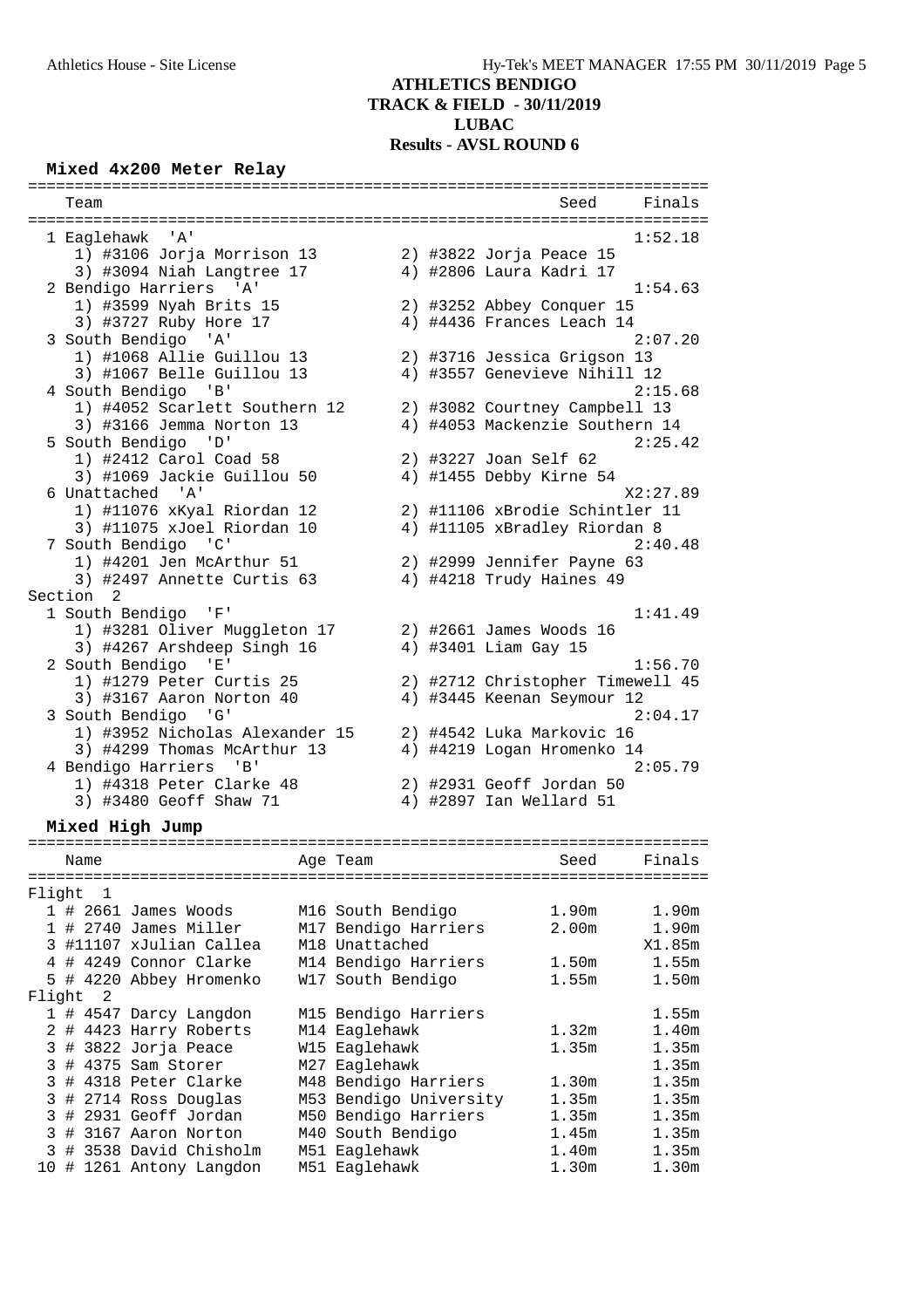# ATHLETICS BENDIGO
## TRACK & FIELD - 30/11/2019
## LUBAC
## Results - AVSL ROUND 6

### Mixed 4x200 Meter Relay

| Team | Seed | Finals |
|---|---|---|
| 1 Eaglehawk 'A' | | 1:52.18 |
| 1) #3106 Jorja Morrison 13 2) #3822 Jorja Peace 15 3) #3094 Niah Langtree 17 4) #2806 Laura Kadri 17 | | |
| 2 Bendigo Harriers 'A' | | 1:54.63 |
| 1) #3599 Nyah Brits 15 2) #3252 Abbey Conquer 15 3) #3727 Ruby Hore 17 4) #4436 Frances Leach 14 | | |
| 3 South Bendigo 'A' | | 2:07.20 |
| 1) #1068 Allie Guillou 13 2) #3716 Jessica Grigson 13 3) #1067 Belle Guillou 13 4) #3557 Genevieve Nihill 12 | | |
| 4 South Bendigo 'B' | | 2:15.68 |
| 1) #4052 Scarlett Southern 12 2) #3082 Courtney Campbell 13 3) #3166 Jemma Norton 13 4) #4053 Mackenzie Southern 14 | | |
| 5 South Bendigo 'D' | | 2:25.42 |
| 1) #2412 Carol Coad 58 2) #3227 Joan Self 62 3) #1069 Jackie Guillou 50 4) #1455 Debby Kirne 54 | | |
| 6 Unattached 'A' | | X2:27.89 |
| 1) #11076 xKyal Riordan 12 2) #11106 xBrodie Schintler 11 3) #11075 xJoel Riordan 10 4) #11105 xBradley Riordan 8 | | |
| 7 South Bendigo 'C' | | 2:40.48 |
| 1) #4201 Jen McArthur 51 2) #2999 Jennifer Payne 63 3) #2497 Annette Curtis 63 4) #4218 Trudy Haines 49 | | |
| **Section 2** | | |
| 1 South Bendigo 'F' | | 1:41.49 |
| 1) #3281 Oliver Muggleton 17 2) #2661 James Woods 16 3) #4267 Arshdeep Singh 16 4) #3401 Liam Gay 15 | | |
| 2 South Bendigo 'E' | | 1:56.70 |
| 1) #1279 Peter Curtis 25 2) #2712 Christopher Timewell 45 3) #3167 Aaron Norton 40 4) #3445 Keenan Seymour 12 | | |
| 3 South Bendigo 'G' | | 2:04.17 |
| 1) #3952 Nicholas Alexander 15 2) #4542 Luka Markovic 16 3) #4299 Thomas McArthur 13 4) #4219 Logan Hromenko 14 | | |
| 4 Bendigo Harriers 'B' | | 2:05.79 |
| 1) #4318 Peter Clarke 48 2) #2931 Geoff Jordan 50 3) #3480 Geoff Shaw 71 4) #2897 Ian Wellard 51 | | |

### Mixed High Jump

| Name | Age Team | Seed | Finals |
|---|---|---|---|
| **Flight 1** | | | |
| 1 # 2661 James Woods | M16 South Bendigo | 1.90m | 1.90m |
| 1 # 2740 James Miller | M17 Bendigo Harriers | 2.00m | 1.90m |
| 3 #11107 xJulian Callea | M18 Unattached | | X1.85m |
| 4 # 4249 Connor Clarke | M14 Bendigo Harriers | 1.50m | 1.55m |
| 5 # 4220 Abbey Hromenko | W17 South Bendigo | 1.55m | 1.50m |
| **Flight 2** | | | |
| 1 # 4547 Darcy Langdon | M15 Bendigo Harriers | | 1.55m |
| 2 # 4423 Harry Roberts | M14 Eaglehawk | 1.32m | 1.40m |
| 3 # 3822 Jorja Peace | W15 Eaglehawk | 1.35m | 1.35m |
| 3 # 4375 Sam Storer | M27 Eaglehawk | | 1.35m |
| 3 # 4318 Peter Clarke | M48 Bendigo Harriers | 1.30m | 1.35m |
| 3 # 2714 Ross Douglas | M53 Bendigo University | 1.35m | 1.35m |
| 3 # 2931 Geoff Jordan | M50 Bendigo Harriers | 1.35m | 1.35m |
| 3 # 3167 Aaron Norton | M40 South Bendigo | 1.45m | 1.35m |
| 3 # 3538 David Chisholm | M51 Eaglehawk | 1.40m | 1.35m |
| 10 # 1261 Antony Langdon | M51 Eaglehawk | 1.30m | 1.30m |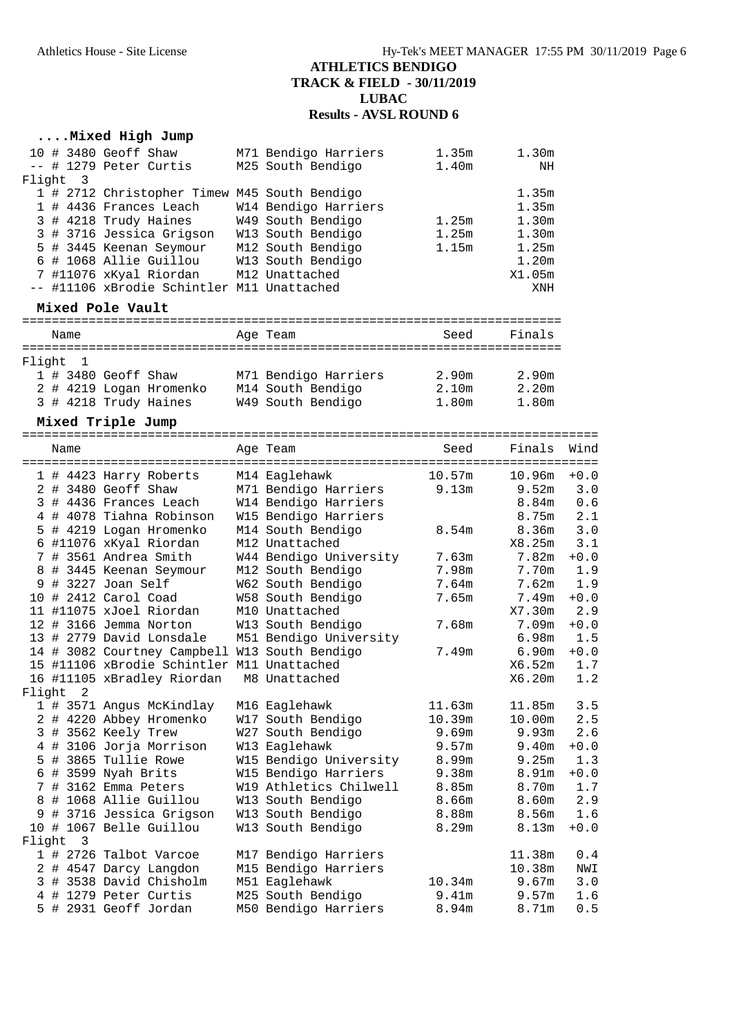# ATHLETICS BENDIGO
## TRACK & FIELD - 30/11/2019
## LUBAC
## Results - AVSL ROUND 6

### ....Mixed High Jump

| Place | Comp# | Name | Age Team | Seed | Finals |
|---|---|---|---|---|---|
| 10 | # 3480 | Geoff Shaw | M71 Bendigo Harriers | 1.35m | 1.30m |
| -- | # 1279 | Peter Curtis | M25 South Bendigo | 1.40m | NH |
| **Flight 3** | | | | | |
| 1 | # 2712 | Christopher Timew | M45 South Bendigo | | 1.35m |
| 1 | # 4436 | Frances Leach | W14 Bendigo Harriers | | 1.35m |
| 3 | # 4218 | Trudy Haines | W49 South Bendigo | 1.25m | 1.30m |
| 3 | # 3716 | Jessica Grigson | W13 South Bendigo | 1.25m | 1.30m |
| 5 | # 3445 | Keenan Seymour | M12 South Bendigo | 1.15m | 1.25m |
| 6 | # 1068 | Allie Guillou | W13 South Bendigo | | 1.20m |
| 7 | #11076 | xKyal Riordan | M12 Unattached | | X1.05m |
| -- | #11106 | xBrodie Schintler | M11 Unattached | | XNH |

### Mixed Pole Vault

| Place | Comp# | Name | Age Team | Seed | Finals |
|---|---|---|---|---|---|
| **Flight 1** | | | | | |
| 1 | # 3480 | Geoff Shaw | M71 Bendigo Harriers | 2.90m | 2.90m |
| 2 | # 4219 | Logan Hromenko | M14 South Bendigo | 2.10m | 2.20m |
| 3 | # 4218 | Trudy Haines | W49 South Bendigo | 1.80m | 1.80m |

### Mixed Triple Jump

| Place | Comp# | Name | Age Team | Seed | Finals | Wind |
|---|---|---|---|---|---|---|
| 1 | # 4423 | Harry Roberts | M14 Eaglehawk | 10.57m | 10.96m | +0.0 |
| 2 | # 3480 | Geoff Shaw | M71 Bendigo Harriers | 9.13m | 9.52m | 3.0 |
| 3 | # 4436 | Frances Leach | W14 Bendigo Harriers | | 8.84m | 0.6 |
| 4 | # 4078 | Tiahna Robinson | W15 Bendigo Harriers | | 8.75m | 2.1 |
| 5 | # 4219 | Logan Hromenko | M14 South Bendigo | 8.54m | 8.36m | 3.0 |
| 6 | #11076 | xKyal Riordan | M12 Unattached | | X8.25m | 3.1 |
| 7 | # 3561 | Andrea Smith | W44 Bendigo University | 7.63m | 7.82m | +0.0 |
| 8 | # 3445 | Keenan Seymour | M12 South Bendigo | 7.98m | 7.70m | 1.9 |
| 9 | # 3227 | Joan Self | W62 South Bendigo | 7.64m | 7.62m | 1.9 |
| 10 | # 2412 | Carol Coad | W58 South Bendigo | 7.65m | 7.49m | +0.0 |
| 11 | #11075 | xJoel Riordan | M10 Unattached | | X7.30m | 2.9 |
| 12 | # 3166 | Jemma Norton | W13 South Bendigo | 7.68m | 7.09m | +0.0 |
| 13 | # 2779 | David Lonsdale | M51 Bendigo University | | 6.98m | 1.5 |
| 14 | # 3082 | Courtney Campbell | W13 South Bendigo | 7.49m | 6.90m | +0.0 |
| 15 | #11106 | xBrodie Schintler | M11 Unattached | | X6.52m | 1.7 |
| 16 | #11105 | xBradley Riordan | M8 Unattached | | X6.20m | 1.2 |
| **Flight 2** | | | | | | |
| 1 | # 3571 | Angus McKindlay | M16 Eaglehawk | 11.63m | 11.85m | 3.5 |
| 2 | # 4220 | Abbey Hromenko | W17 South Bendigo | 10.39m | 10.00m | 2.5 |
| 3 | # 3562 | Keely Trew | W27 South Bendigo | 9.69m | 9.93m | 2.6 |
| 4 | # 3106 | Jorja Morrison | W13 Eaglehawk | 9.57m | 9.40m | +0.0 |
| 5 | # 3865 | Tullie Rowe | W15 Bendigo University | 8.99m | 9.25m | 1.3 |
| 6 | # 3599 | Nyah Brits | W15 Bendigo Harriers | 9.38m | 8.91m | +0.0 |
| 7 | # 3162 | Emma Peters | W19 Athletics Chilwell | 8.85m | 8.70m | 1.7 |
| 8 | # 1068 | Allie Guillou | W13 South Bendigo | 8.66m | 8.60m | 2.9 |
| 9 | # 3716 | Jessica Grigson | W13 South Bendigo | 8.88m | 8.56m | 1.6 |
| 10 | # 1067 | Belle Guillou | W13 South Bendigo | 8.29m | 8.13m | +0.0 |
| **Flight 3** | | | | | | |
| 1 | # 2726 | Talbot Varcoe | M17 Bendigo Harriers | | 11.38m | 0.4 |
| 2 | # 4547 | Darcy Langdon | M15 Bendigo Harriers | | 10.38m | NWI |
| 3 | # 3538 | David Chisholm | M51 Eaglehawk | 10.34m | 9.67m | 3.0 |
| 4 | # 1279 | Peter Curtis | M25 South Bendigo | 9.41m | 9.57m | 1.6 |
| 5 | # 2931 | Geoff Jordan | M50 Bendigo Harriers | 8.94m | 8.71m | 0.5 |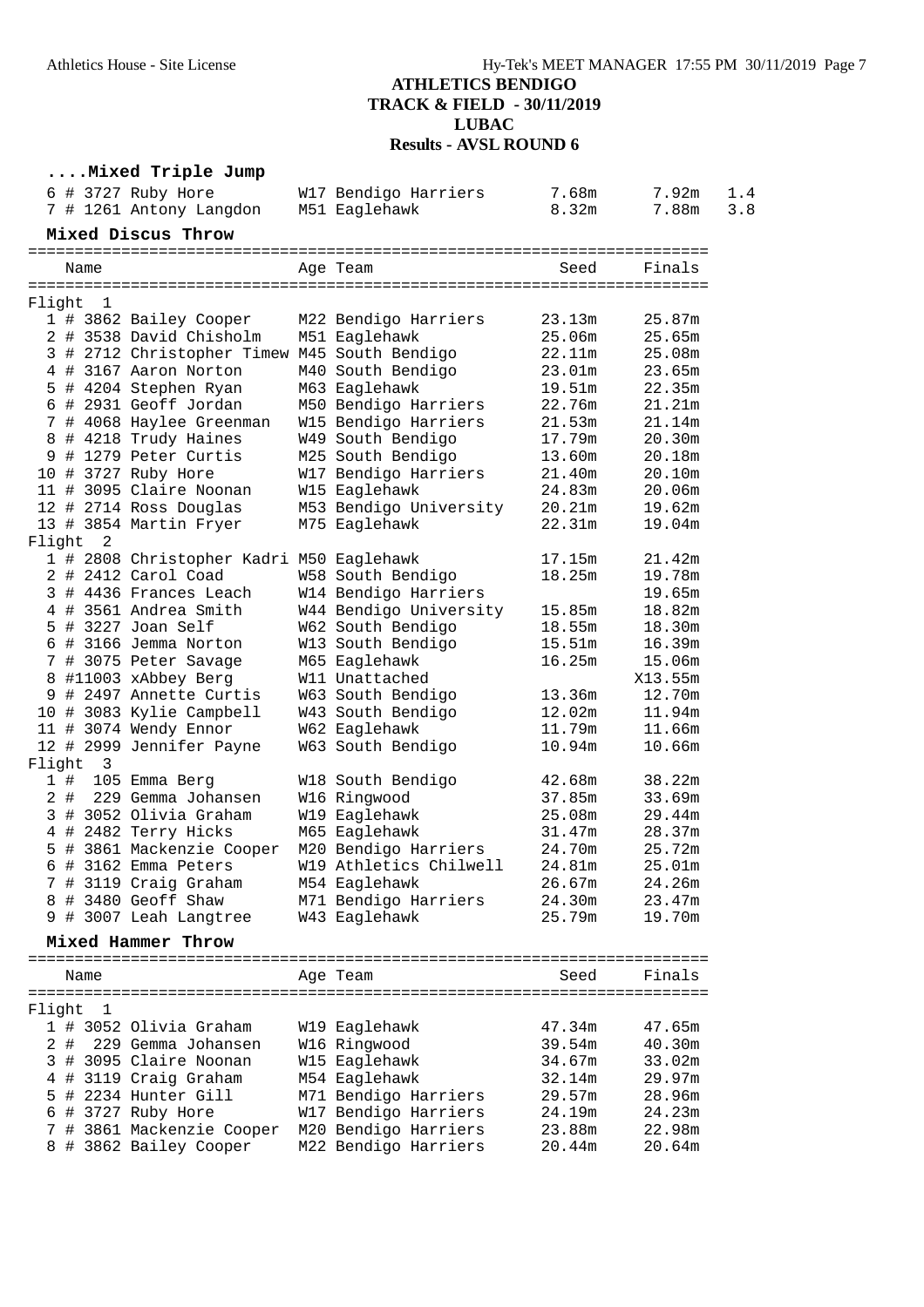# ATHLETICS BENDIGO
## TRACK & FIELD - 30/11/2019
## LUBAC
## Results - AVSL ROUND 6

### ....Mixed Triple Jump

| Place | Name | Age | Team | Seed | Finals | Wind |
|---|---|---|---|---|---|---|
| 6 | # 3727 Ruby Hore | W17 | Bendigo Harriers | 7.68m | 7.92m | 1.4 |
| 7 | # 1261 Antony Langdon | M51 | Eaglehawk | 8.32m | 7.88m | 3.8 |

### Mixed Discus Throw

| Place | Name | Age | Team | Seed | Finals |
|---|---|---|---|---|---|
| **Flight 1** | | | | | |
| 1 | # 3862 Bailey Cooper | M22 | Bendigo Harriers | 23.13m | 25.87m |
| 2 | # 3538 David Chisholm | M51 | Eaglehawk | 25.06m | 25.65m |
| 3 | # 2712 Christopher Timew | M45 | South Bendigo | 22.11m | 25.08m |
| 4 | # 3167 Aaron Norton | M40 | South Bendigo | 23.01m | 23.65m |
| 5 | # 4204 Stephen Ryan | M63 | Eaglehawk | 19.51m | 22.35m |
| 6 | # 2931 Geoff Jordan | M50 | Bendigo Harriers | 22.76m | 21.21m |
| 7 | # 4068 Haylee Greenman | W15 | Bendigo Harriers | 21.53m | 21.14m |
| 8 | # 4218 Trudy Haines | W49 | South Bendigo | 17.79m | 20.30m |
| 9 | # 1279 Peter Curtis | M25 | South Bendigo | 13.60m | 20.18m |
| 10 | # 3727 Ruby Hore | W17 | Bendigo Harriers | 21.40m | 20.10m |
| 11 | # 3095 Claire Noonan | W15 | Eaglehawk | 24.83m | 20.06m |
| 12 | # 2714 Ross Douglas | M53 | Bendigo University | 20.21m | 19.62m |
| 13 | # 3854 Martin Fryer | M75 | Eaglehawk | 22.31m | 19.04m |
| **Flight 2** | | | | | |
| 1 | # 2808 Christopher Kadri | M50 | Eaglehawk | 17.15m | 21.42m |
| 2 | # 2412 Carol Coad | W58 | South Bendigo | 18.25m | 19.78m |
| 3 | # 4436 Frances Leach | W14 | Bendigo Harriers | | 19.65m |
| 4 | # 3561 Andrea Smith | W44 | Bendigo University | 15.85m | 18.82m |
| 5 | # 3227 Joan Self | W62 | South Bendigo | 18.55m | 18.30m |
| 6 | # 3166 Jemma Norton | W13 | South Bendigo | 15.51m | 16.39m |
| 7 | # 3075 Peter Savage | M65 | Eaglehawk | 16.25m | 15.06m |
| 8 | #11003 xAbbey Berg | W11 | Unattached | | X13.55m |
| 9 | # 2497 Annette Curtis | W63 | South Bendigo | 13.36m | 12.70m |
| 10 | # 3083 Kylie Campbell | W43 | South Bendigo | 12.02m | 11.94m |
| 11 | # 3074 Wendy Ennor | W62 | Eaglehawk | 11.79m | 11.66m |
| 12 | # 2999 Jennifer Payne | W63 | South Bendigo | 10.94m | 10.66m |
| **Flight 3** | | | | | |
| 1 | # 105 Emma Berg | W18 | South Bendigo | 42.68m | 38.22m |
| 2 | # 229 Gemma Johansen | W16 | Ringwood | 37.85m | 33.69m |
| 3 | # 3052 Olivia Graham | W19 | Eaglehawk | 25.08m | 29.44m |
| 4 | # 2482 Terry Hicks | M65 | Eaglehawk | 31.47m | 28.37m |
| 5 | # 3861 Mackenzie Cooper | M20 | Bendigo Harriers | 24.70m | 25.72m |
| 6 | # 3162 Emma Peters | W19 | Athletics Chilwell | 24.81m | 25.01m |
| 7 | # 3119 Craig Graham | M54 | Eaglehawk | 26.67m | 24.26m |
| 8 | # 3480 Geoff Shaw | M71 | Bendigo Harriers | 24.30m | 23.47m |
| 9 | # 3007 Leah Langtree | W43 | Eaglehawk | 25.79m | 19.70m |

### Mixed Hammer Throw

| Place | Name | Age | Team | Seed | Finals |
|---|---|---|---|---|---|
| **Flight 1** | | | | | |
| 1 | # 3052 Olivia Graham | W19 | Eaglehawk | 47.34m | 47.65m |
| 2 | # 229 Gemma Johansen | W16 | Ringwood | 39.54m | 40.30m |
| 3 | # 3095 Claire Noonan | W15 | Eaglehawk | 34.67m | 33.02m |
| 4 | # 3119 Craig Graham | M54 | Eaglehawk | 32.14m | 29.97m |
| 5 | # 2234 Hunter Gill | M71 | Bendigo Harriers | 29.57m | 28.96m |
| 6 | # 3727 Ruby Hore | W17 | Bendigo Harriers | 24.19m | 24.23m |
| 7 | # 3861 Mackenzie Cooper | M20 | Bendigo Harriers | 23.88m | 22.98m |
| 8 | # 3862 Bailey Cooper | M22 | Bendigo Harriers | 20.44m | 20.64m |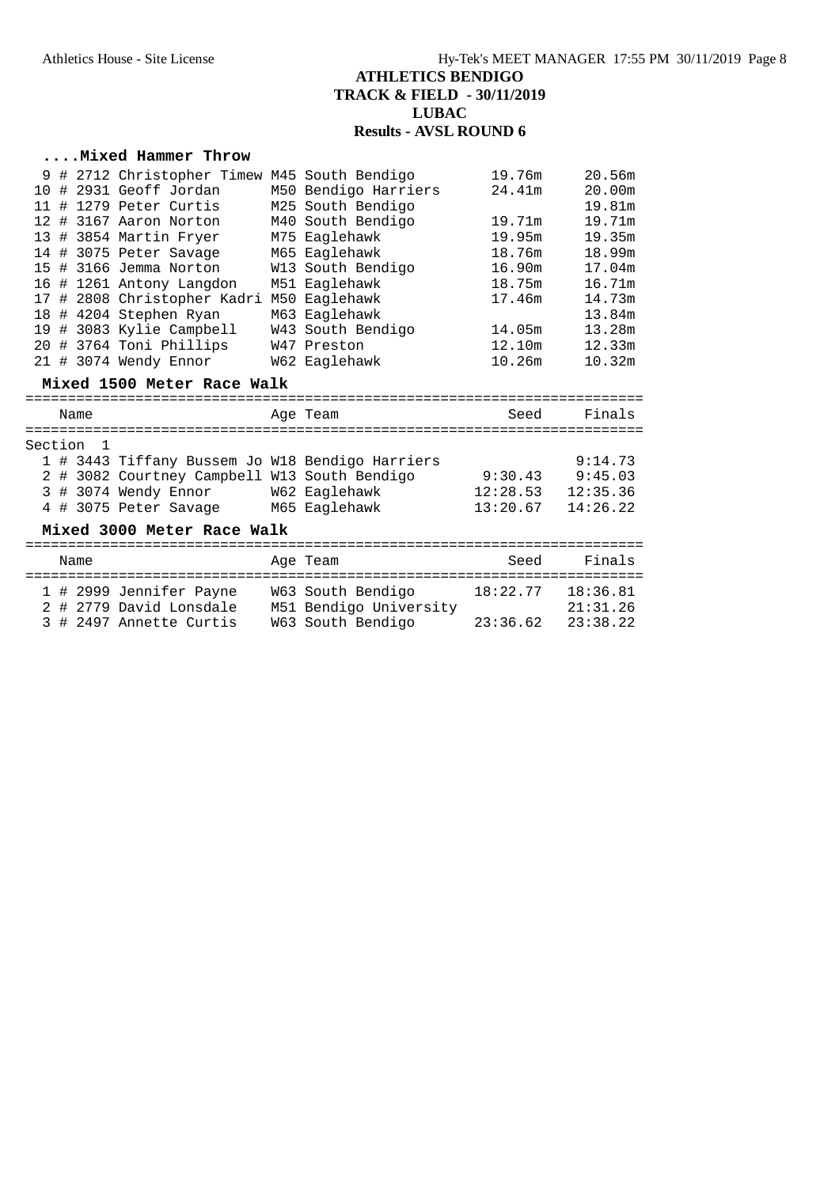# ATHLETICS BENDIGO
## TRACK & FIELD - 30/11/2019
## LUBAC
## Results - AVSL ROUND 6

### ....Mixed Hammer Throw

| | | | | | | |
|---|---|---|---|---|---|---|
| 9 | # 2712 | Christopher Timew | M45 | South Bendigo | 19.76m | 20.56m |
| 10 | # 2931 | Geoff Jordan | M50 | Bendigo Harriers | 24.41m | 20.00m |
| 11 | # 1279 | Peter Curtis | M25 | South Bendigo | | 19.81m |
| 12 | # 3167 | Aaron Norton | M40 | South Bendigo | 19.71m | 19.71m |
| 13 | # 3854 | Martin Fryer | M75 | Eaglehawk | 19.95m | 19.35m |
| 14 | # 3075 | Peter Savage | M65 | Eaglehawk | 18.76m | 18.99m |
| 15 | # 3166 | Jemma Norton | W13 | South Bendigo | 16.90m | 17.04m |
| 16 | # 1261 | Antony Langdon | M51 | Eaglehawk | 18.75m | 16.71m |
| 17 | # 2808 | Christopher Kadri | M50 | Eaglehawk | 17.46m | 14.73m |
| 18 | # 4204 | Stephen Ryan | M63 | Eaglehawk | | 13.84m |
| 19 | # 3083 | Kylie Campbell | W43 | South Bendigo | 14.05m | 13.28m |
| 20 | # 3764 | Toni Phillips | W47 | Preston | 12.10m | 12.33m |
| 21 | # 3074 | Wendy Ennor | W62 | Eaglehawk | 10.26m | 10.32m |

### Mixed 1500 Meter Race Walk

| | | Name | Age | Team | Seed | Finals |
|---|---|---|---|---|---|---|
| Section 1 | | | | | | |
| 1 | # 3443 | Tiffany Bussem Jo | W18 | Bendigo Harriers | | 9:14.73 |
| 2 | # 3082 | Courtney Campbell | W13 | South Bendigo | 9:30.43 | 9:45.03 |
| 3 | # 3074 | Wendy Ennor | W62 | Eaglehawk | 12:28.53 | 12:35.36 |
| 4 | # 3075 | Peter Savage | M65 | Eaglehawk | 13:20.67 | 14:26.22 |

### Mixed 3000 Meter Race Walk

| | | Name | Age | Team | Seed | Finals |
|---|---|---|---|---|---|---|
| 1 | # 2999 | Jennifer Payne | W63 | South Bendigo | 18:22.77 | 18:36.81 |
| 2 | # 2779 | David Lonsdale | M51 | Bendigo University | | 21:31.26 |
| 3 | # 2497 | Annette Curtis | W63 | South Bendigo | 23:36.62 | 23:38.22 |